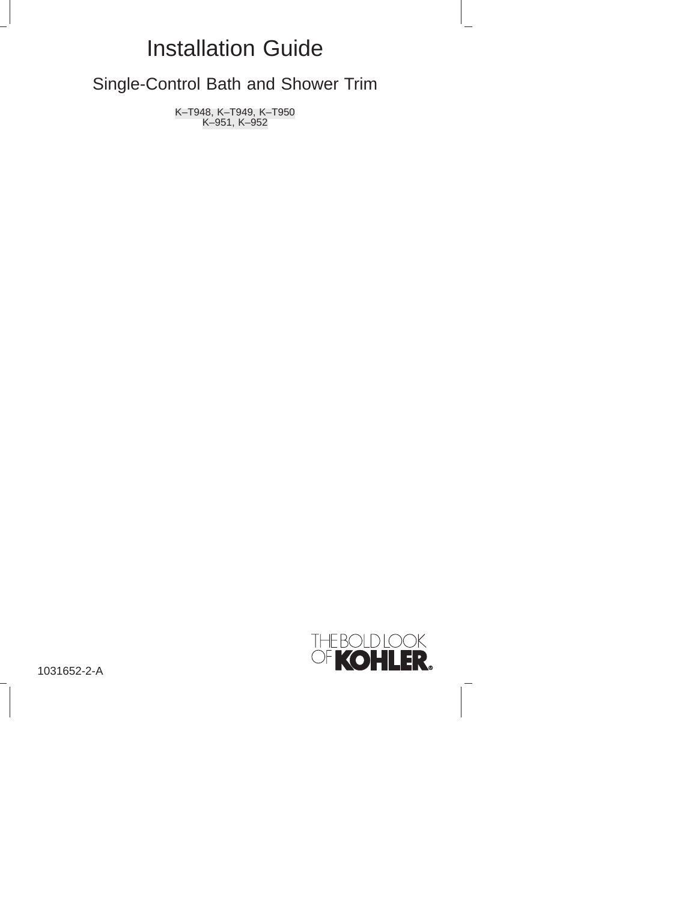# Installation Guide

## Single-Control Bath and Shower Trim

K–T948, K–T949, K–T950
K–951, K–952

1031652-2-A

THE BOLD LOOK OF KOHLER®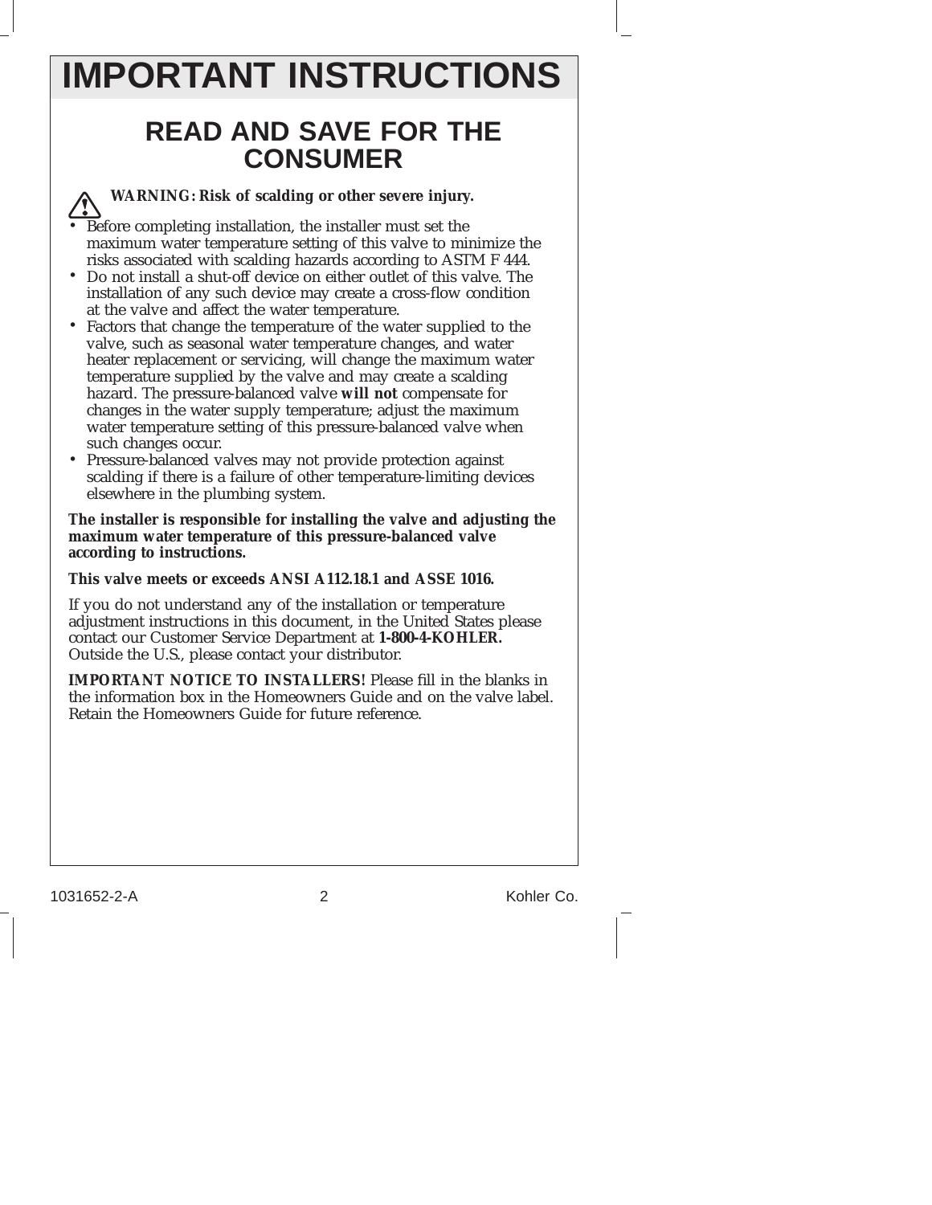# IMPORTANT INSTRUCTIONS

## READ AND SAVE FOR THE CONSUMER

**WARNING: Risk of scalding or other severe injury.**

- Before completing installation, the installer must set the maximum water temperature setting of this valve to minimize the risks associated with scalding hazards according to ASTM F 444.
- Do not install a shut-off device on either outlet of this valve. The installation of any such device may create a cross-flow condition at the valve and affect the water temperature.
- Factors that change the temperature of the water supplied to the valve, such as seasonal water temperature changes, and water heater replacement or servicing, will change the maximum water temperature supplied by the valve and may create a scalding hazard. The pressure-balanced valve **will not** compensate for changes in the water supply temperature; adjust the maximum water temperature setting of this pressure-balanced valve when such changes occur.
- Pressure-balanced valves may not provide protection against scalding if there is a failure of other temperature-limiting devices elsewhere in the plumbing system.

**The installer is responsible for installing the valve and adjusting the maximum water temperature of this pressure-balanced valve according to instructions.**

**This valve meets or exceeds ANSI A112.18.1 and ASSE 1016.**

If you do not understand any of the installation or temperature adjustment instructions in this document, in the United States please contact our Customer Service Department at **1-800-4-KOHLER.** Outside the U.S., please contact your distributor.

**IMPORTANT NOTICE TO INSTALLERS!** Please fill in the blanks in the information box in the Homeowners Guide and on the valve label. Retain the Homeowners Guide for future reference.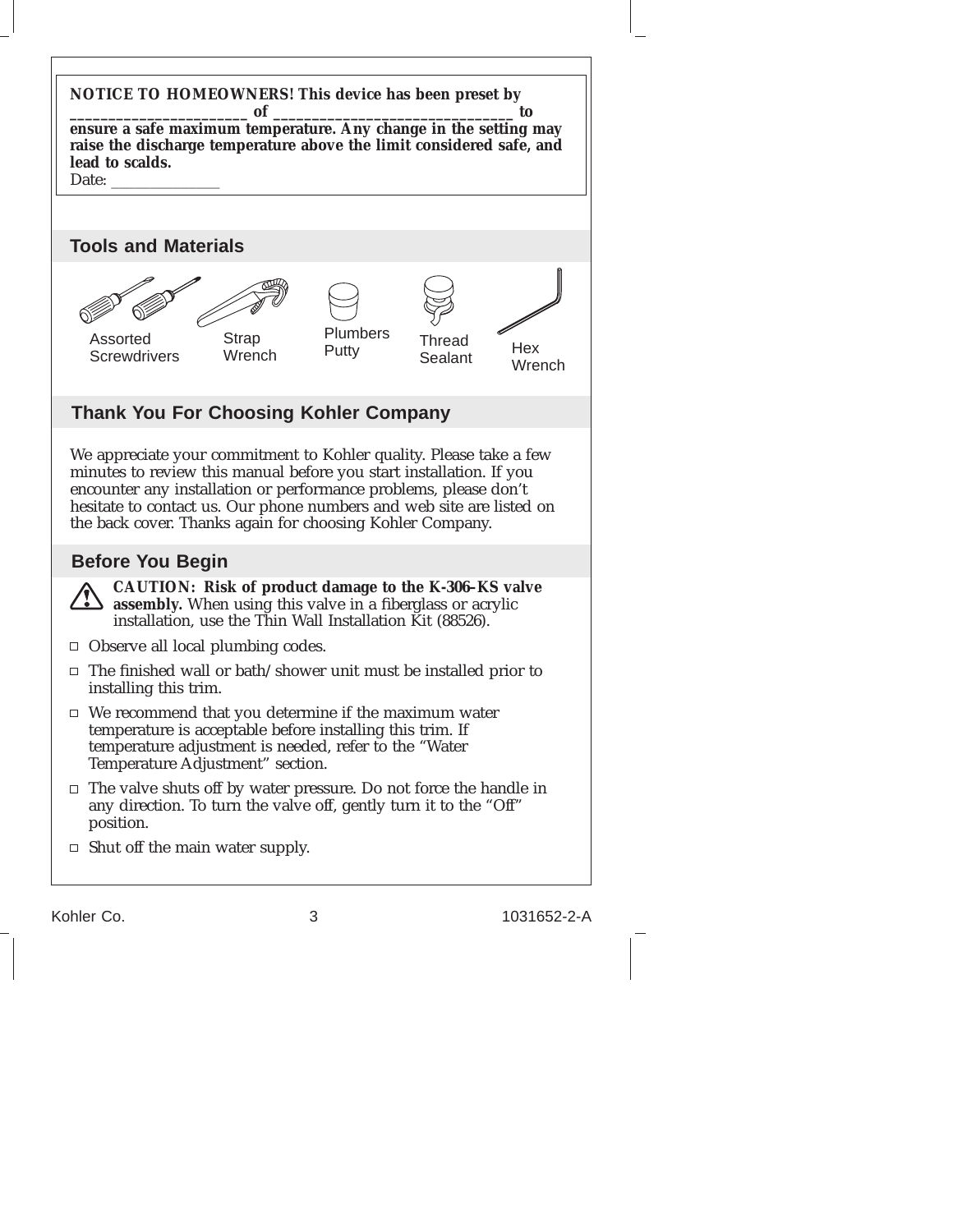**NOTICE TO HOMEOWNERS! This device has been preset by ______________________ of ______________________________ to ensure a safe maximum temperature. Any change in the setting may raise the discharge temperature above the limit considered safe, and lead to scalds.**
Date: _____________

## Tools and Materials

Assorted Screwdrivers

Strap Wrench

Plumbers Putty

Thread Sealant

Hex Wrench

## Thank You For Choosing Kohler Company

We appreciate your commitment to Kohler quality. Please take a few minutes to review this manual before you start installation. If you encounter any installation or performance problems, please don't hesitate to contact us. Our phone numbers and web site are listed on the back cover. Thanks again for choosing Kohler Company.

## Before You Begin

**CAUTION: Risk of product damage to the K-306-KS valve assembly.** When using this valve in a fiberglass or acrylic installation, use the Thin Wall Installation Kit (88526).

- Observe all local plumbing codes.
- The finished wall or bath/shower unit must be installed prior to installing this trim.
- We recommend that you determine if the maximum water temperature is acceptable before installing this trim. If temperature adjustment is needed, refer to the "Water Temperature Adjustment" section.
- The valve shuts off by water pressure. Do not force the handle in any direction. To turn the valve off, gently turn it to the "Off" position.
- Shut off the main water supply.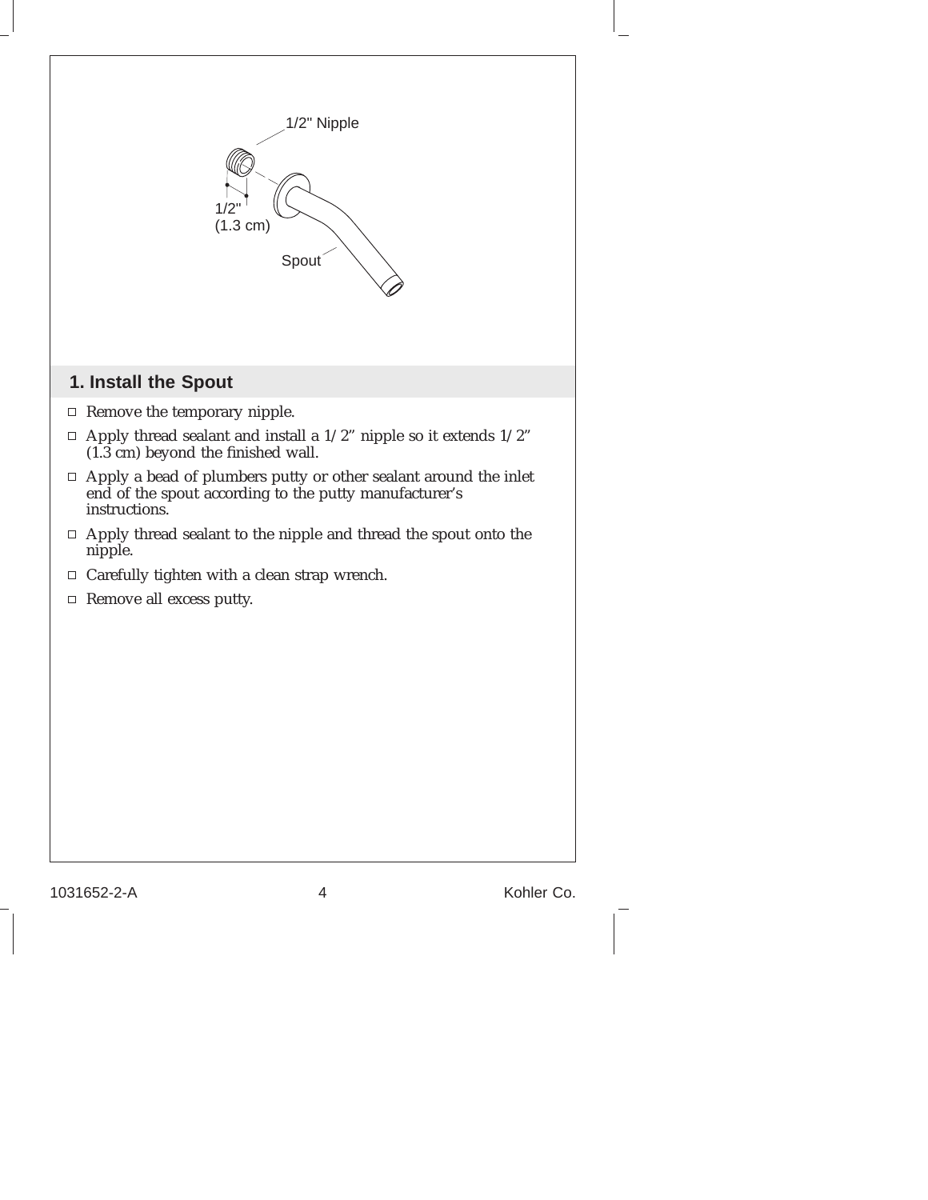## 1. Install the Spout

- Remove the temporary nipple.
- Apply thread sealant and install a 1/2” nipple so it extends 1/2” (1.3 cm) beyond the finished wall.
- Apply a bead of plumbers putty or other sealant around the inlet end of the spout according to the putty manufacturer’s instructions.
- Apply thread sealant to the nipple and thread the spout onto the nipple.
- Carefully tighten with a clean strap wrench.
- Remove all excess putty.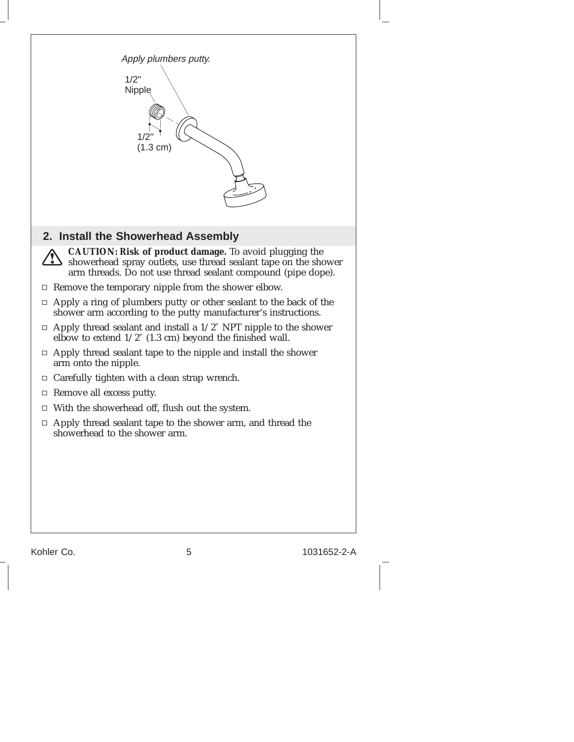Apply plumbers putty.

1/2" Nipple

1/2" (1.3 cm)

## 2. Install the Showerhead Assembly

**CAUTION: Risk of product damage.** To avoid plugging the showerhead spray outlets, use thread sealant tape on the shower arm threads. Do not use thread sealant compound (pipe dope).

- Remove the temporary nipple from the shower elbow.
- Apply a ring of plumbers putty or other sealant to the back of the shower arm according to the putty manufacturer's instructions.
- Apply thread sealant and install a 1/2″ NPT nipple to the shower elbow to extend 1/2″ (1.3 cm) beyond the finished wall.
- Apply thread sealant tape to the nipple and install the shower arm onto the nipple.
- Carefully tighten with a clean strap wrench.
- Remove all excess putty.
- With the showerhead off, flush out the system.
- Apply thread sealant tape to the shower arm, and thread the showerhead to the shower arm.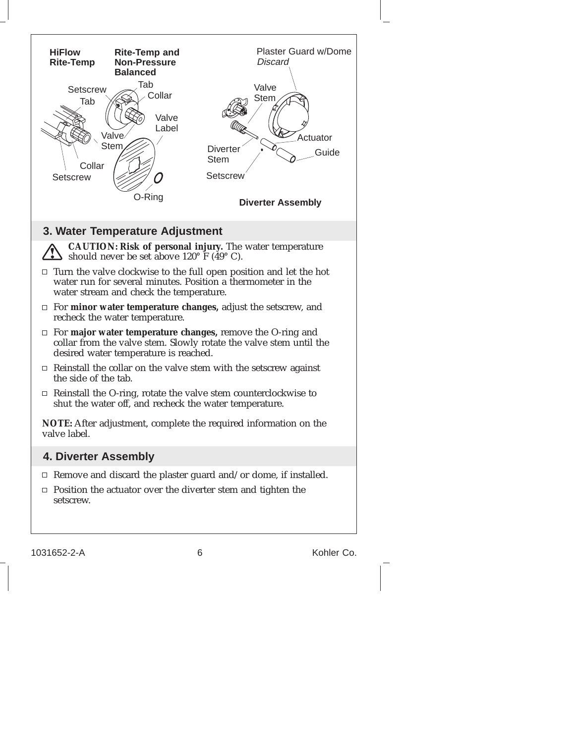HiFlow Rite-Temp

Rite-Temp and Non-Pressure Balanced

Setscrew
Tab
Collar
Valve Stem
Valve Label
O-Ring

Plaster Guard w/Dome *Discard*
Valve Stem
Actuator
Diverter Stem
Guide
Setscrew

**Diverter Assembly**

## 3. Water Temperature Adjustment

**CAUTION: Risk of personal injury.** The water temperature should never be set above 120° F (49° C).

- Turn the valve clockwise to the full open position and let the hot water run for several minutes. Position a thermometer in the water stream and check the temperature.
- For **minor water temperature changes,** adjust the setscrew, and recheck the water temperature.
- For **major water temperature changes,** remove the O-ring and collar from the valve stem. Slowly rotate the valve stem until the desired water temperature is reached.
- Reinstall the collar on the valve stem with the setscrew against the side of the tab.
- Reinstall the O-ring, rotate the valve stem counterclockwise to shut the water off, and recheck the water temperature.

**NOTE:** After adjustment, complete the required information on the valve label.

## 4. Diverter Assembly

- Remove and discard the plaster guard and/or dome, if installed.
- Position the actuator over the diverter stem and tighten the setscrew.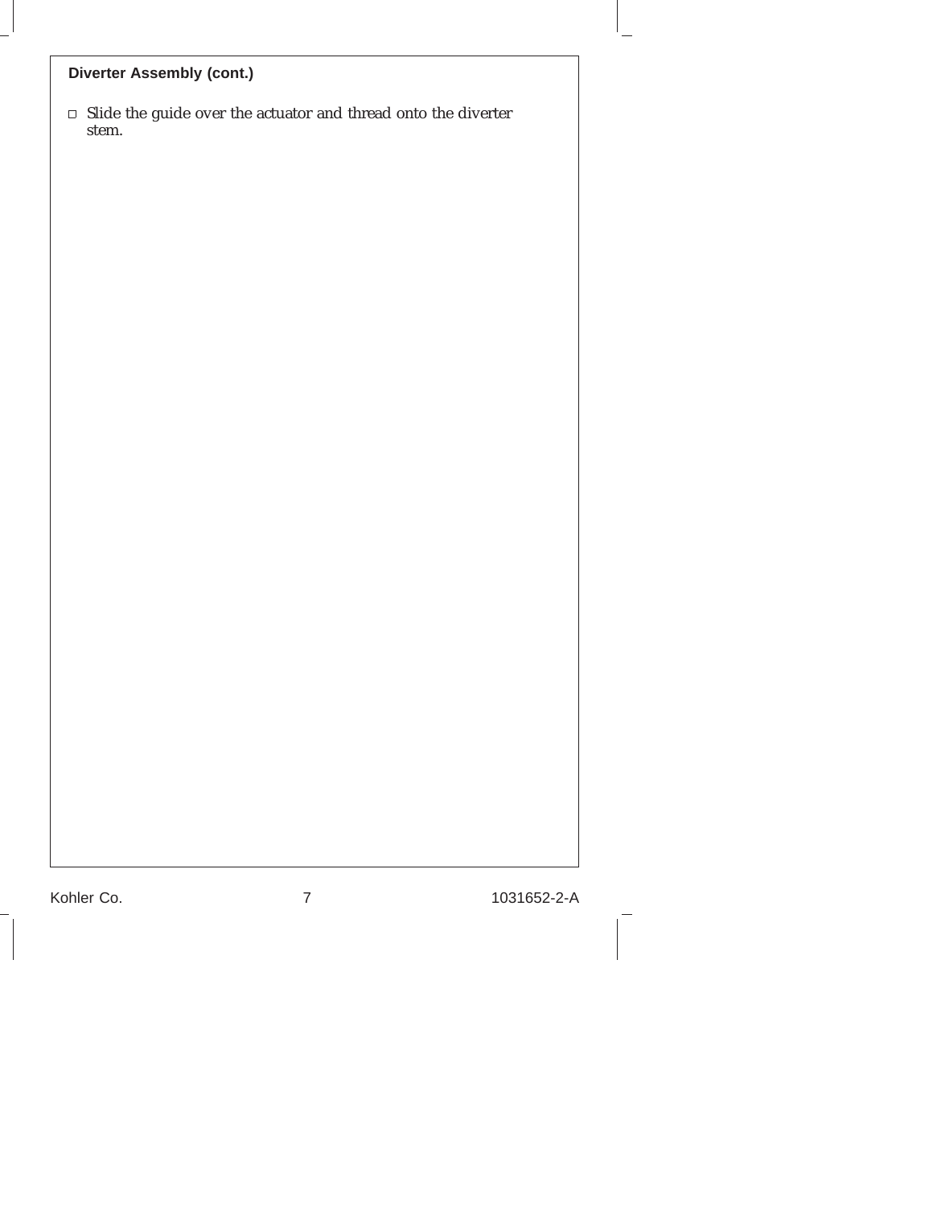### Diverter Assembly (cont.)

- [ ] Slide the guide over the actuator and thread onto the diverter stem.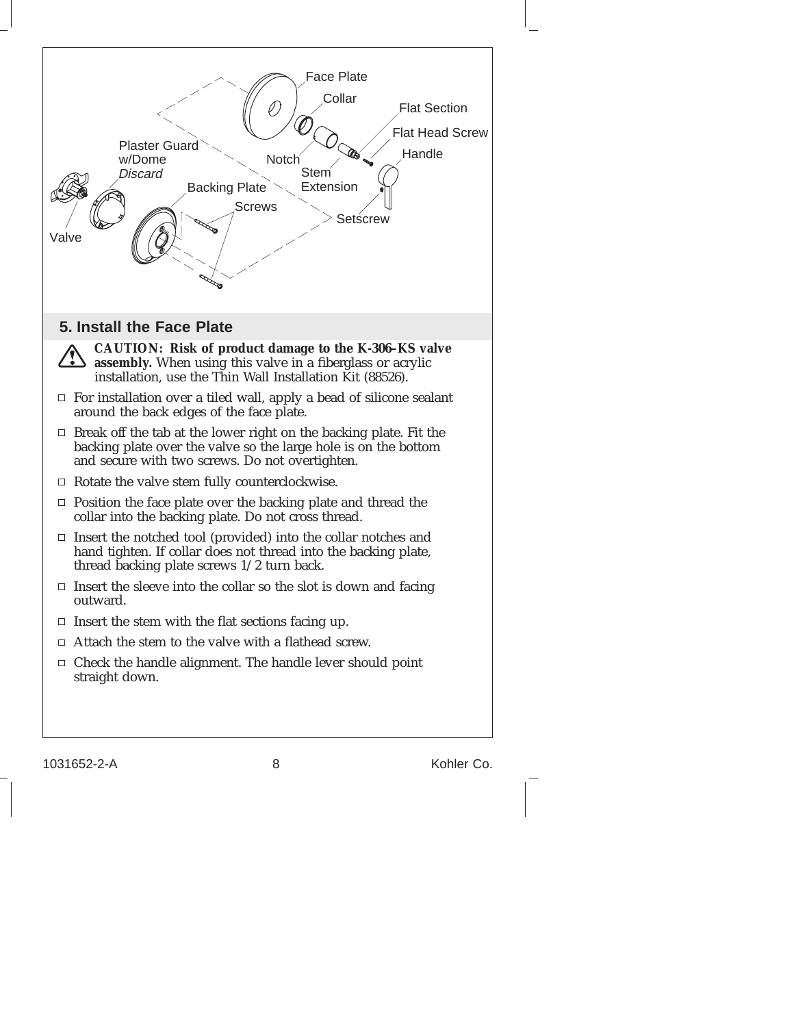Face Plate

Collar

Flat Section

Flat Head Screw

Handle

Plaster Guard w/Dome *Discard*

Notch

Stem Extension

Backing Plate

Screws

Setscrew

Valve

## 5. Install the Face Plate

**CAUTION: Risk of product damage to the K-306-KS valve assembly.** When using this valve in a fiberglass or acrylic installation, use the Thin Wall Installation Kit (88526).

- For installation over a tiled wall, apply a bead of silicone sealant around the back edges of the face plate.
- Break off the tab at the lower right on the backing plate. Fit the backing plate over the valve so the large hole is on the bottom and secure with two screws. Do not overtighten.
- Rotate the valve stem fully counterclockwise.
- Position the face plate over the backing plate and thread the collar into the backing plate. Do not cross thread.
- Insert the notched tool (provided) into the collar notches and hand tighten. If collar does not thread into the backing plate, thread backing plate screws 1/2 turn back.
- Insert the sleeve into the collar so the slot is down and facing outward.
- Insert the stem with the flat sections facing up.
- Attach the stem to the valve with a flathead screw.
- Check the handle alignment. The handle lever should point straight down.

1031652-2-A Kohler Co.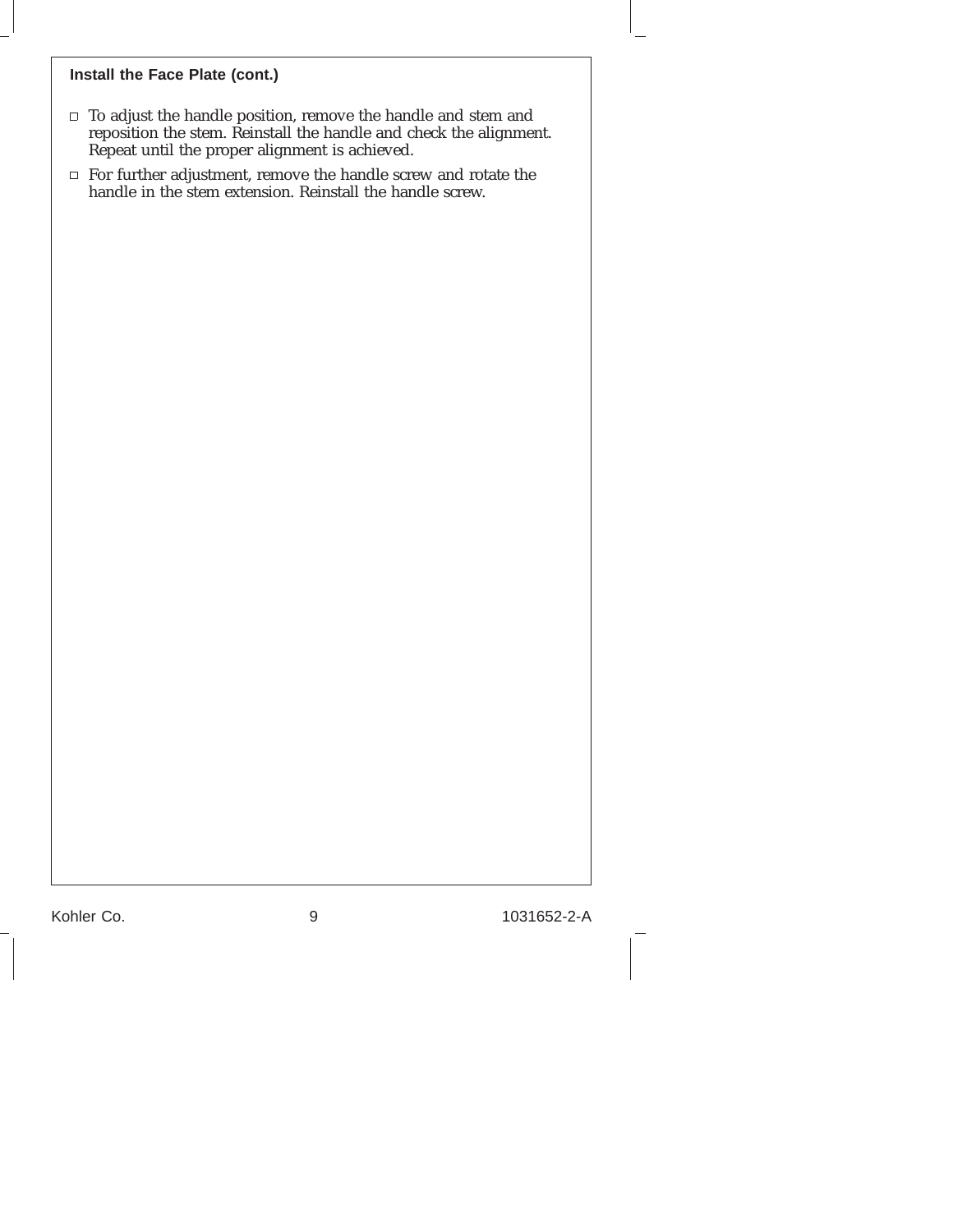### Install the Face Plate (cont.)

- To adjust the handle position, remove the handle and stem and reposition the stem. Reinstall the handle and check the alignment. Repeat until the proper alignment is achieved.
- For further adjustment, remove the handle screw and rotate the handle in the stem extension. Reinstall the handle screw.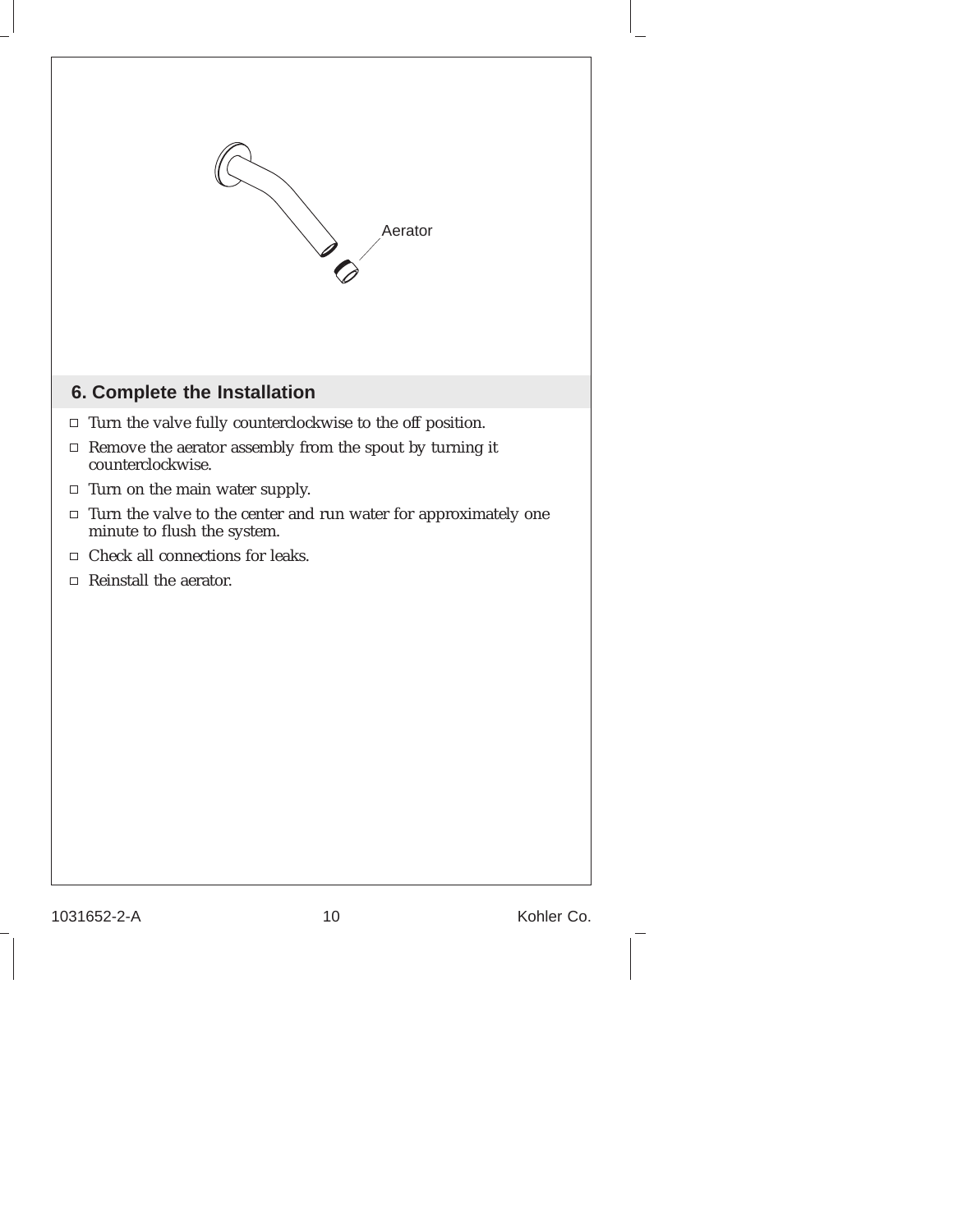Aerator

## 6. Complete the Installation

- Turn the valve fully counterclockwise to the off position.
- Remove the aerator assembly from the spout by turning it counterclockwise.
- Turn on the main water supply.
- Turn the valve to the center and run water for approximately one minute to flush the system.
- Check all connections for leaks.
- Reinstall the aerator.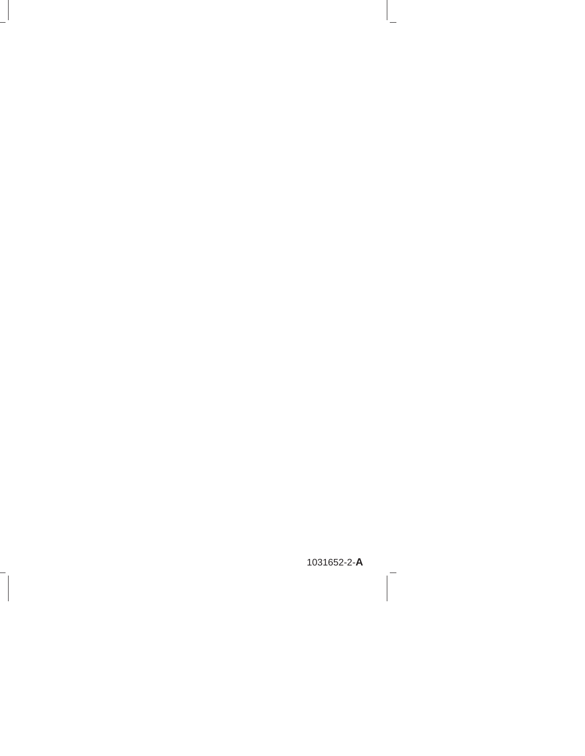1031652-2-**A**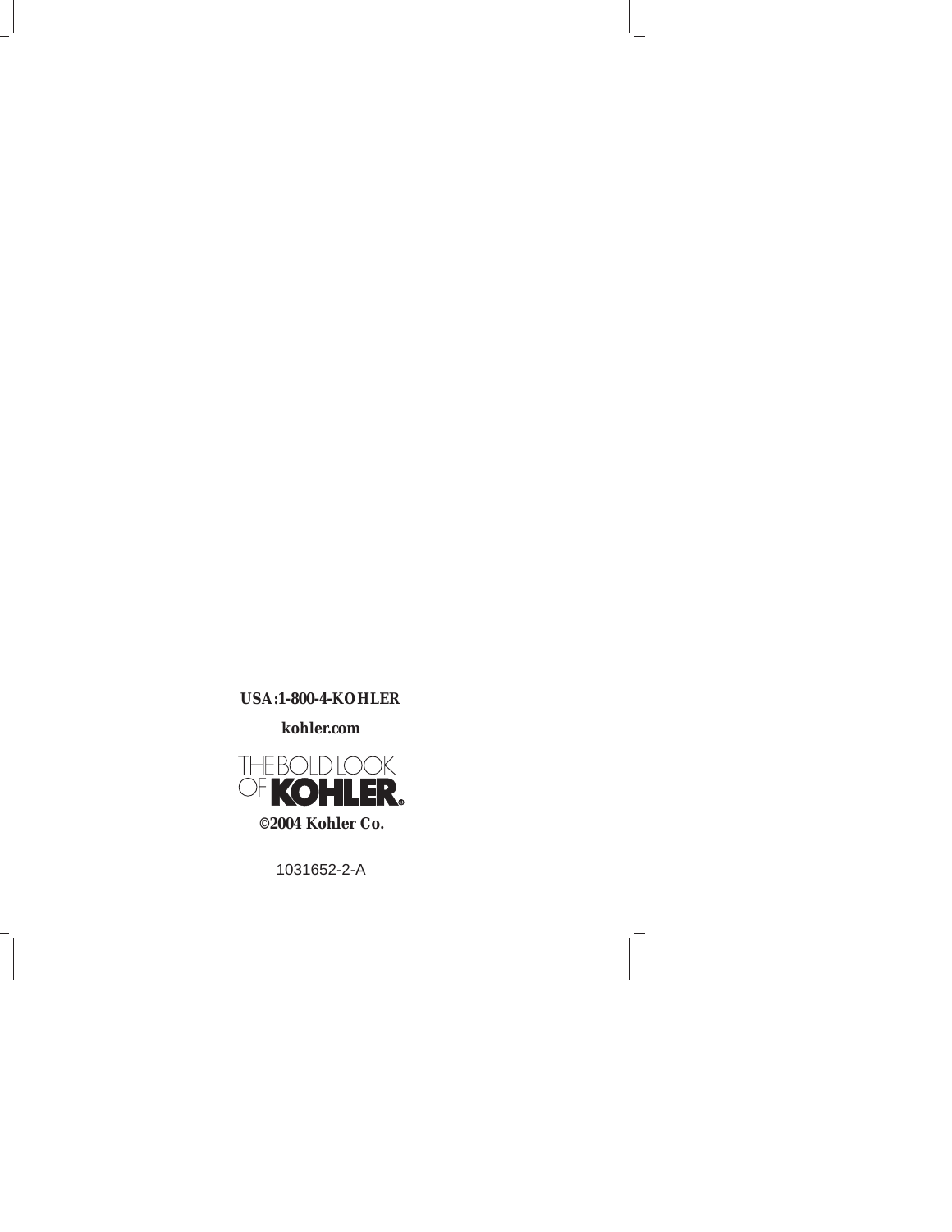**USA:1-800-4-KOHLER**

**kohler.com**

THE BOLD LOOK OF **KOHLER**®

**©2004 Kohler Co.**

1031652-2-A